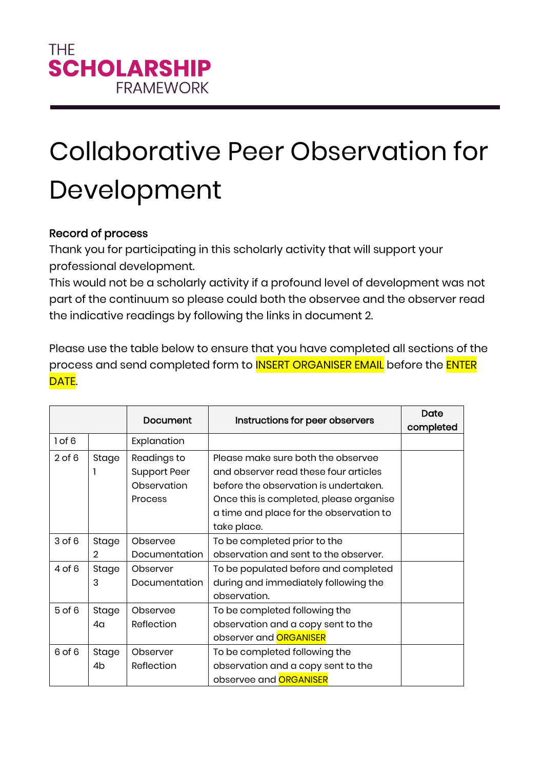THE
**SCHOLARSHIP**
FRAMEWORK

# Collaborative Peer Observation for Development

**Record of process**

Thank you for participating in this scholarly activity that will support your professional development.

This would not be a scholarly activity if a profound level of development was not part of the continuum so please could both the observee and the observer read the indicative readings by following the links in document 2.

Please use the table below to ensure that you have completed all sections of the process and send completed form to INSERT ORGANISER EMAIL before the ENTER DATE.

| | | Document | Instructions for peer observers | Date completed |
|---|---|---|---|---|
| 1 of 6 | | Explanation | | |
| 2 of 6 | Stage 1 | Readings to Support Peer Observation Process | Please make sure both the observee and observer read these four articles before the observation is undertaken. Once this is completed, please organise a time and place for the observation to take place. | |
| 3 of 6 | Stage 2 | Observee Documentation | To be completed prior to the observation and sent to the observer. | |
| 4 of 6 | Stage 3 | Observer Documentation | To be populated before and completed during and immediately following the observation. | |
| 5 of 6 | Stage 4a | Observee Reflection | To be completed following the observation and a copy sent to the observer and ORGANISER | |
| 6 of 6 | Stage 4b | Observer Reflection | To be completed following the observation and a copy sent to the observee and ORGANISER | |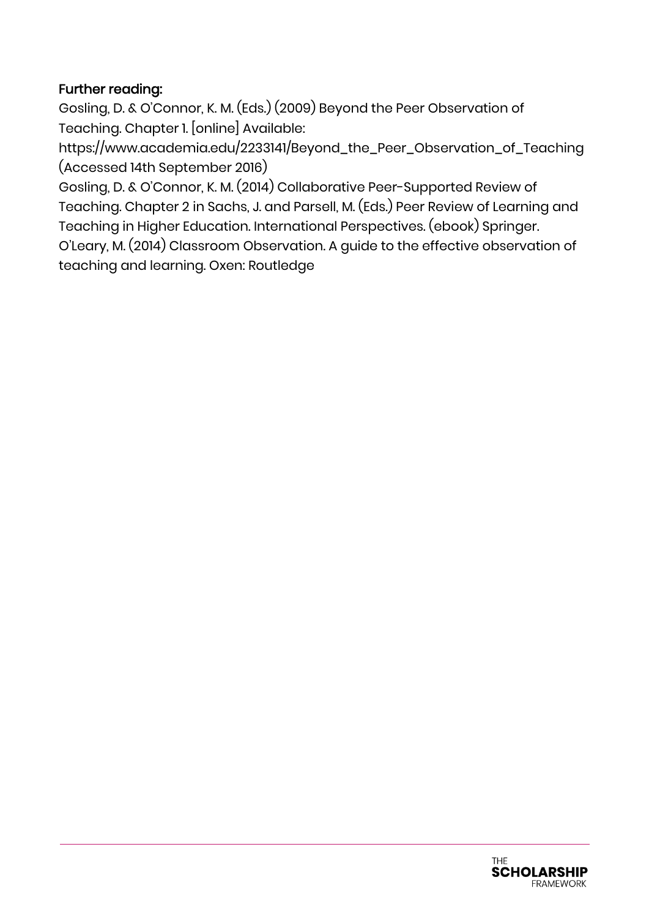**Further reading:**

Gosling, D. & O'Connor, K. M. (Eds.) (2009) Beyond the Peer Observation of Teaching. Chapter 1. [online] Available: https://www.academia.edu/2233141/Beyond_the_Peer_Observation_of_Teaching (Accessed 14th September 2016)

Gosling, D. & O'Connor, K. M. (2014) Collaborative Peer-Supported Review of Teaching. Chapter 2 in Sachs, J. and Parsell, M. (Eds.) Peer Review of Learning and Teaching in Higher Education. International Perspectives. (ebook) Springer.

O'Leary, M. (2014) Classroom Observation. A guide to the effective observation of teaching and learning. Oxen: Routledge